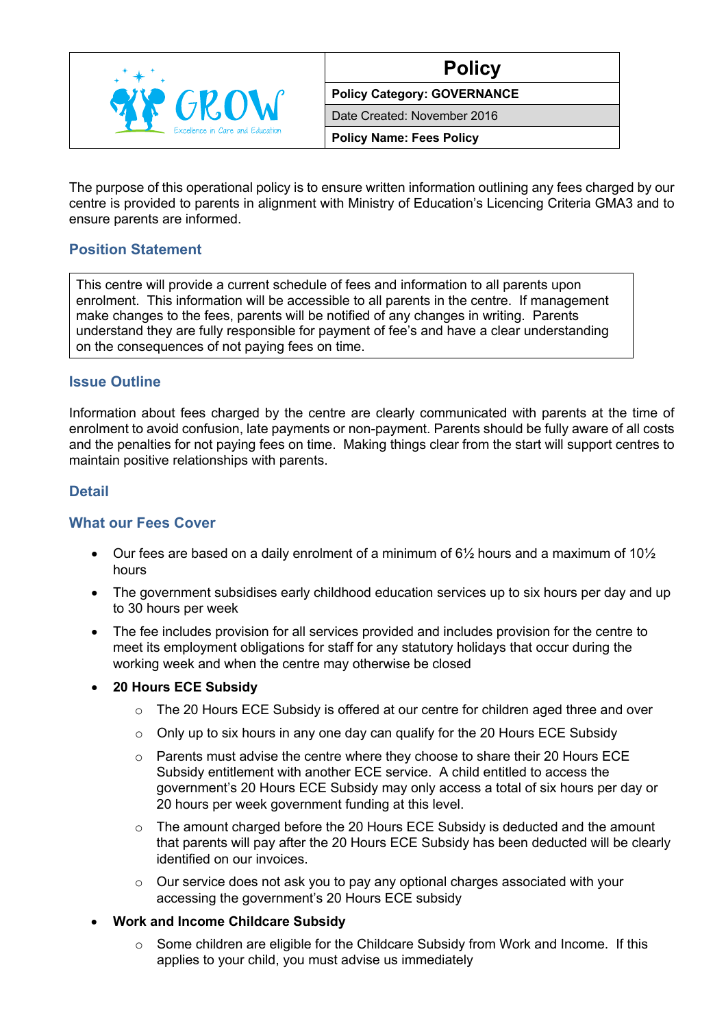| GROW Excellence in Care and Education | Policy |
|---|---|
| | **Policy Category: GOVERNANCE** |
| | Date Created: November 2016 |
| | **Policy Name: Fees Policy** |

The purpose of this operational policy is to ensure written information outlining any fees charged by our centre is provided to parents in alignment with Ministry of Education's Licencing Criteria GMA3 and to ensure parents are informed.

## Position Statement

This centre will provide a current schedule of fees and information to all parents upon enrolment. This information will be accessible to all parents in the centre. If management make changes to the fees, parents will be notified of any changes in writing. Parents understand they are fully responsible for payment of fee's and have a clear understanding on the consequences of not paying fees on time.

## Issue Outline

Information about fees charged by the centre are clearly communicated with parents at the time of enrolment to avoid confusion, late payments or non-payment. Parents should be fully aware of all costs and the penalties for not paying fees on time. Making things clear from the start will support centres to maintain positive relationships with parents.

## Detail

### What our Fees Cover

- Our fees are based on a daily enrolment of a minimum of 6½ hours and a maximum of 10½ hours
- The government subsidises early childhood education services up to six hours per day and up to 30 hours per week
- The fee includes provision for all services provided and includes provision for the centre to meet its employment obligations for staff for any statutory holidays that occur during the working week and when the centre may otherwise be closed
- **20 Hours ECE Subsidy**
  - The 20 Hours ECE Subsidy is offered at our centre for children aged three and over
  - Only up to six hours in any one day can qualify for the 20 Hours ECE Subsidy
  - Parents must advise the centre where they choose to share their 20 Hours ECE Subsidy entitlement with another ECE service. A child entitled to access the government's 20 Hours ECE Subsidy may only access a total of six hours per day or 20 hours per week government funding at this level.
  - The amount charged before the 20 Hours ECE Subsidy is deducted and the amount that parents will pay after the 20 Hours ECE Subsidy has been deducted will be clearly identified on our invoices.
  - Our service does not ask you to pay any optional charges associated with your accessing the government's 20 Hours ECE subsidy
- **Work and Income Childcare Subsidy**
  - Some children are eligible for the Childcare Subsidy from Work and Income. If this applies to your child, you must advise us immediately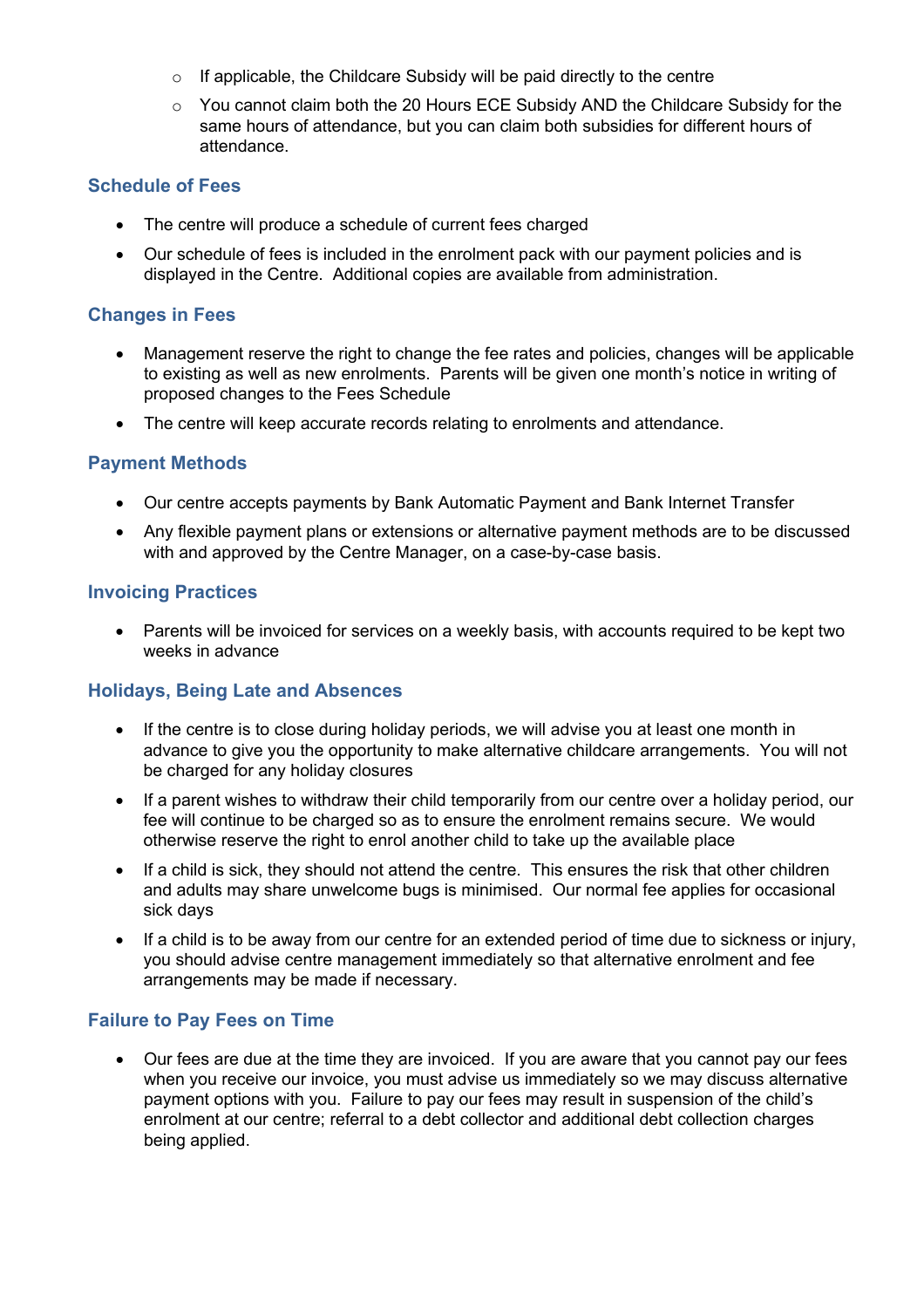- If applicable, the Childcare Subsidy will be paid directly to the centre
- You cannot claim both the 20 Hours ECE Subsidy AND the Childcare Subsidy for the same hours of attendance, but you can claim both subsidies for different hours of attendance.

## Schedule of Fees

- The centre will produce a schedule of current fees charged
- Our schedule of fees is included in the enrolment pack with our payment policies and is displayed in the Centre. Additional copies are available from administration.

## Changes in Fees

- Management reserve the right to change the fee rates and policies, changes will be applicable to existing as well as new enrolments. Parents will be given one month's notice in writing of proposed changes to the Fees Schedule
- The centre will keep accurate records relating to enrolments and attendance.

## Payment Methods

- Our centre accepts payments by Bank Automatic Payment and Bank Internet Transfer
- Any flexible payment plans or extensions or alternative payment methods are to be discussed with and approved by the Centre Manager, on a case-by-case basis.

## Invoicing Practices

- Parents will be invoiced for services on a weekly basis, with accounts required to be kept two weeks in advance

## Holidays, Being Late and Absences

- If the centre is to close during holiday periods, we will advise you at least one month in advance to give you the opportunity to make alternative childcare arrangements. You will not be charged for any holiday closures
- If a parent wishes to withdraw their child temporarily from our centre over a holiday period, our fee will continue to be charged so as to ensure the enrolment remains secure. We would otherwise reserve the right to enrol another child to take up the available place
- If a child is sick, they should not attend the centre. This ensures the risk that other children and adults may share unwelcome bugs is minimised. Our normal fee applies for occasional sick days
- If a child is to be away from our centre for an extended period of time due to sickness or injury, you should advise centre management immediately so that alternative enrolment and fee arrangements may be made if necessary.

## Failure to Pay Fees on Time

- Our fees are due at the time they are invoiced. If you are aware that you cannot pay our fees when you receive our invoice, you must advise us immediately so we may discuss alternative payment options with you. Failure to pay our fees may result in suspension of the child's enrolment at our centre; referral to a debt collector and additional debt collection charges being applied.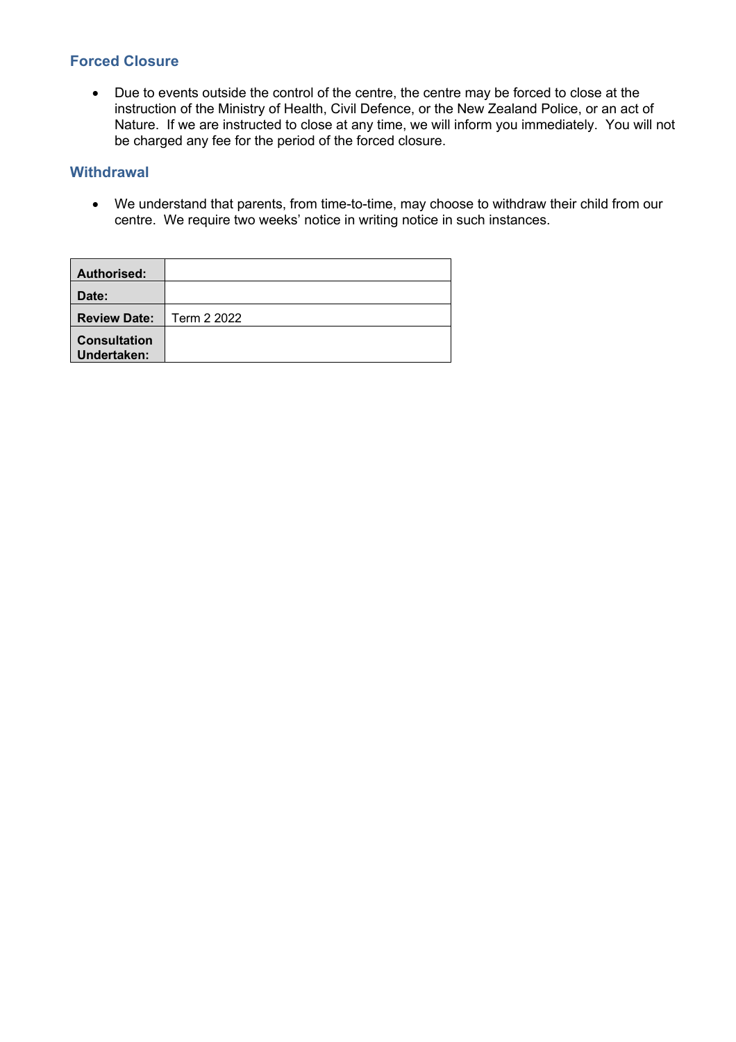## Forced Closure

- Due to events outside the control of the centre, the centre may be forced to close at the instruction of the Ministry of Health, Civil Defence, or the New Zealand Police, or an act of Nature. If we are instructed to close at any time, we will inform you immediately. You will not be charged any fee for the period of the forced closure.

## Withdrawal

- We understand that parents, from time-to-time, may choose to withdraw their child from our centre. We require two weeks' notice in writing notice in such instances.

| | |
|---|---|
| **Authorised:** | |
| **Date:** | |
| **Review Date:** | Term 2 2022 |
| **Consultation Undertaken:** | |